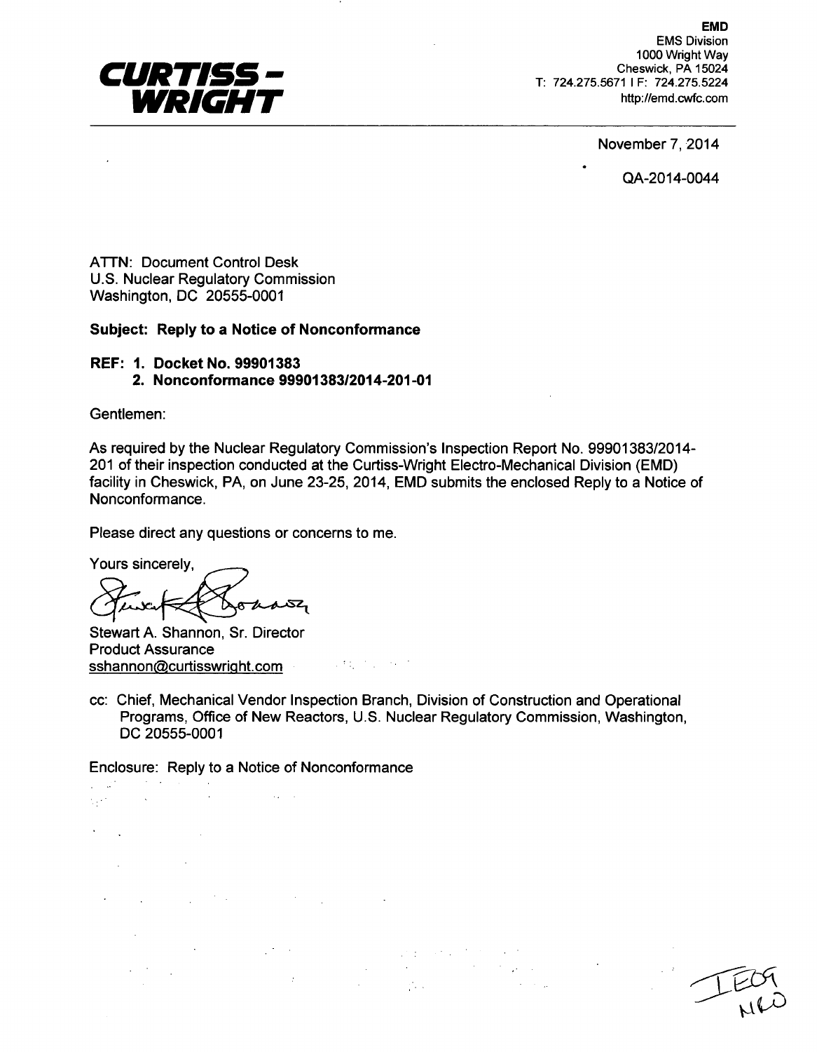**CURTISS - WRIGHT**

**EMD**
EMS Division
1000 Wright Way
Cheswick, PA 15024
T: 724.275.5671 I F: 724.275.5224
http://emd.cwfc.com

November 7, 2014

QA-2014-0044

ATTN: Document Control Desk
U.S. Nuclear Regulatory Commission
Washington, DC 20555-0001

**Subject: Reply to a Notice of Nonconformance**

**REF: 1. Docket No. 99901383**
**2. Nonconformance 99901383/2014-201-01**

Gentlemen:

As required by the Nuclear Regulatory Commission's Inspection Report No. 99901383/2014-201 of their inspection conducted at the Curtiss-Wright Electro-Mechanical Division (EMD) facility in Cheswick, PA, on June 23-25, 2014, EMD submits the enclosed Reply to a Notice of Nonconformance.

Please direct any questions or concerns to me.

Yours sincerely,

Stewart A. Shannon, Sr. Director
Product Assurance
sshannon@curtisswright.com

cc: Chief, Mechanical Vendor Inspection Branch, Division of Construction and Operational Programs, Office of New Reactors, U.S. Nuclear Regulatory Commission, Washington, DC 20555-0001

Enclosure: Reply to a Notice of Nonconformance

IE09
NRO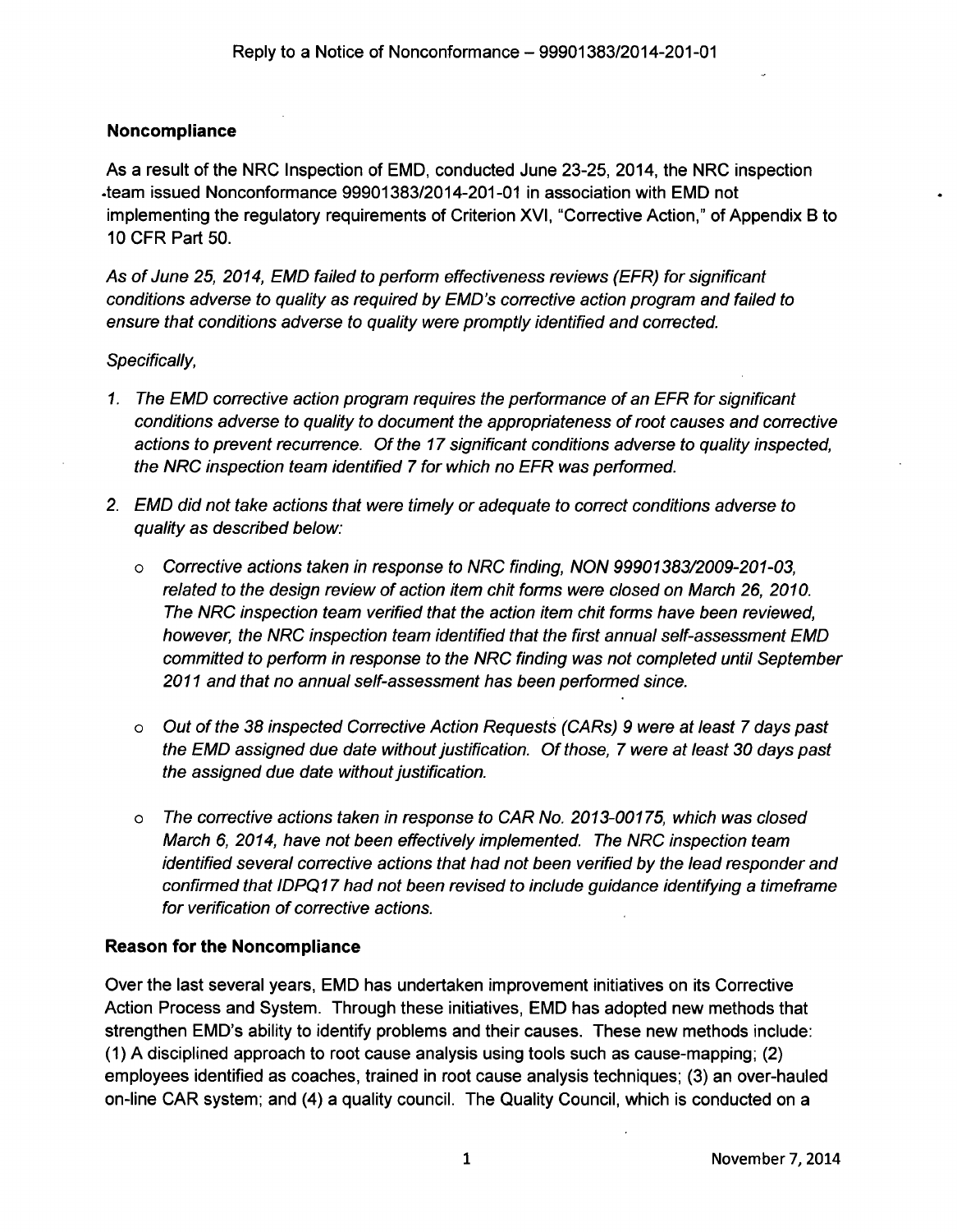## Noncompliance

As a result of the NRC Inspection of EMD, conducted June 23-25, 2014, the NRC inspection team issued Nonconformance 99901383/2014-201-01 in association with EMD not implementing the regulatory requirements of Criterion XVI, "Corrective Action," of Appendix B to 10 CFR Part 50.

*As of June 25, 2014, EMD failed to perform effectiveness reviews (EFR) for significant conditions adverse to quality as required by EMD's corrective action program and failed to ensure that conditions adverse to quality were promptly identified and corrected.*

*Specifically,*

1. *The EMD corrective action program requires the performance of an EFR for significant conditions adverse to quality to document the appropriateness of root causes and corrective actions to prevent recurrence. Of the 17 significant conditions adverse to quality inspected, the NRC inspection team identified 7 for which no EFR was performed.*
2. *EMD did not take actions that were timely or adequate to correct conditions adverse to quality as described below:*
   - *Corrective actions taken in response to NRC finding, NON 99901383/2009-201-03, related to the design review of action item chit forms were closed on March 26, 2010. The NRC inspection team verified that the action item chit forms have been reviewed, however, the NRC inspection team identified that the first annual self-assessment EMD committed to perform in response to the NRC finding was not completed until September 2011 and that no annual self-assessment has been performed since.*
   - *Out of the 38 inspected Corrective Action Requests (CARs) 9 were at least 7 days past the EMD assigned due date without justification. Of those, 7 were at least 30 days past the assigned due date without justification.*
   - *The corrective actions taken in response to CAR No. 2013-00175, which was closed March 6, 2014, have not been effectively implemented. The NRC inspection team identified several corrective actions that had not been verified by the lead responder and confirmed that IDPQ17 had not been revised to include guidance identifying a timeframe for verification of corrective actions.*

## Reason for the Noncompliance

Over the last several years, EMD has undertaken improvement initiatives on its Corrective Action Process and System. Through these initiatives, EMD has adopted new methods that strengthen EMD's ability to identify problems and their causes. These new methods include: (1) A disciplined approach to root cause analysis using tools such as cause-mapping; (2) employees identified as coaches, trained in root cause analysis techniques; (3) an over-hauled on-line CAR system; and (4) a quality council. The Quality Council, which is conducted on a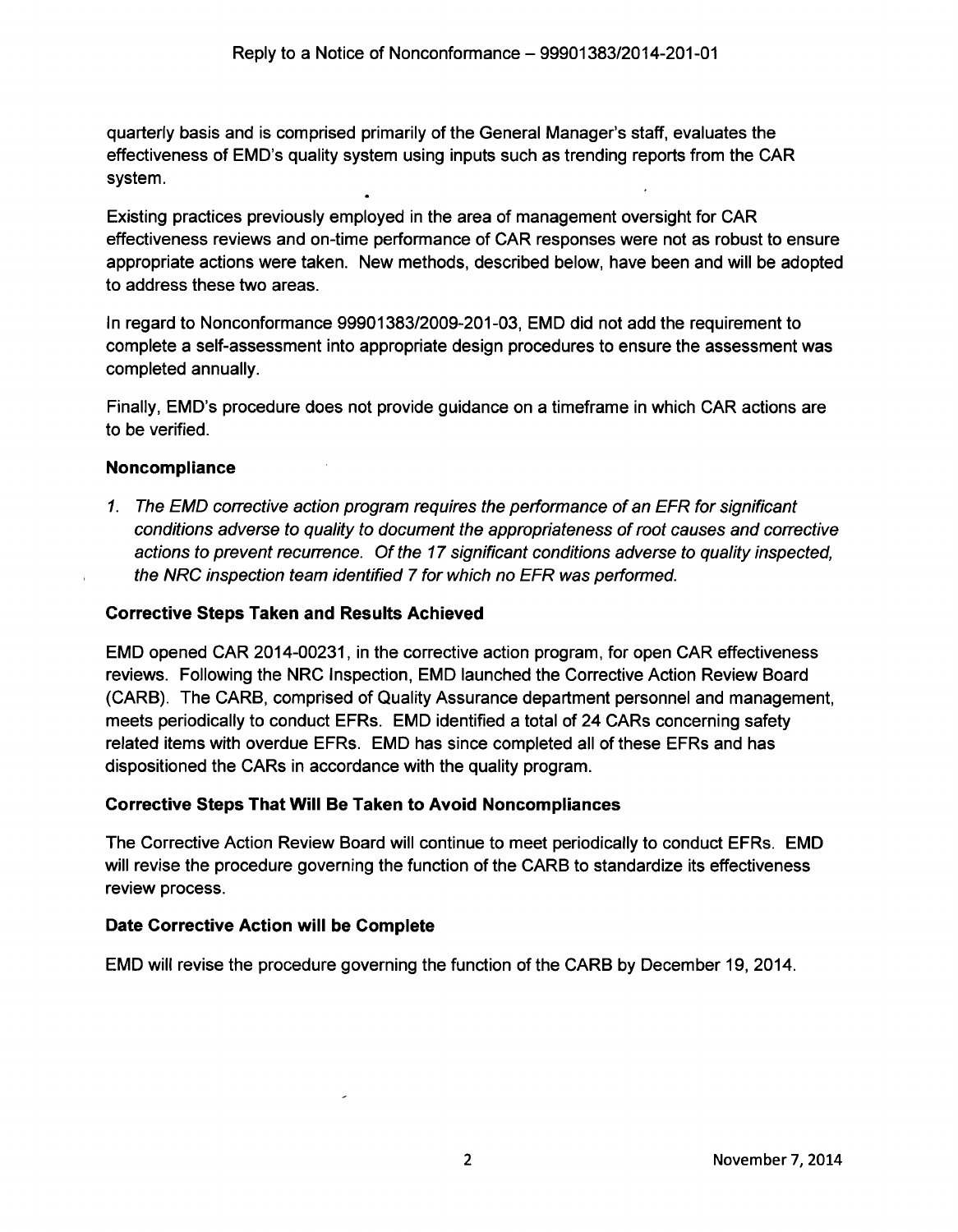quarterly basis and is comprised primarily of the General Manager's staff, evaluates the effectiveness of EMD's quality system using inputs such as trending reports from the CAR system.

Existing practices previously employed in the area of management oversight for CAR effectiveness reviews and on-time performance of CAR responses were not as robust to ensure appropriate actions were taken. New methods, described below, have been and will be adopted to address these two areas.

In regard to Nonconformance 99901383/2009-201-03, EMD did not add the requirement to complete a self-assessment into appropriate design procedures to ensure the assessment was completed annually.

Finally, EMD's procedure does not provide guidance on a timeframe in which CAR actions are to be verified.

### Noncompliance

1. *The EMD corrective action program requires the performance of an EFR for significant conditions adverse to quality to document the appropriateness of root causes and corrective actions to prevent recurrence. Of the 17 significant conditions adverse to quality inspected, the NRC inspection team identified 7 for which no EFR was performed.*

### Corrective Steps Taken and Results Achieved

EMD opened CAR 2014-00231, in the corrective action program, for open CAR effectiveness reviews. Following the NRC Inspection, EMD launched the Corrective Action Review Board (CARB). The CARB, comprised of Quality Assurance department personnel and management, meets periodically to conduct EFRs. EMD identified a total of 24 CARs concerning safety related items with overdue EFRs. EMD has since completed all of these EFRs and has dispositioned the CARs in accordance with the quality program.

### Corrective Steps That Will Be Taken to Avoid Noncompliances

The Corrective Action Review Board will continue to meet periodically to conduct EFRs. EMD will revise the procedure governing the function of the CARB to standardize its effectiveness review process.

### Date Corrective Action will be Complete

EMD will revise the procedure governing the function of the CARB by December 19, 2014.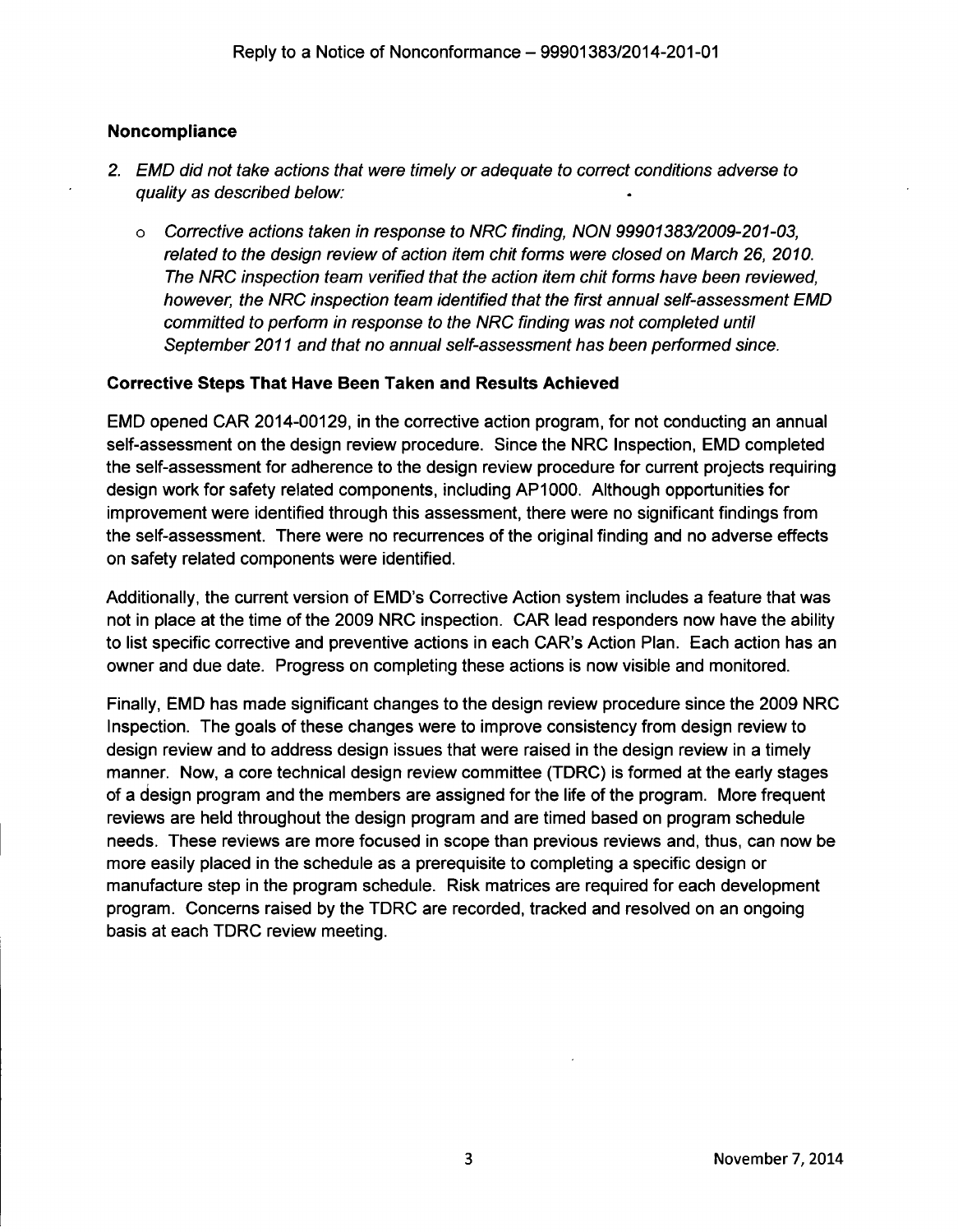**Noncompliance**

2. *EMD did not take actions that were timely or adequate to correct conditions adverse to quality as described below:*

   - *Corrective actions taken in response to NRC finding, NON 99901383/2009-201-03, related to the design review of action item chit forms were closed on March 26, 2010. The NRC inspection team verified that the action item chit forms have been reviewed, however, the NRC inspection team identified that the first annual self-assessment EMD committed to perform in response to the NRC finding was not completed until September 2011 and that no annual self-assessment has been performed since.*

**Corrective Steps That Have Been Taken and Results Achieved**

EMD opened CAR 2014-00129, in the corrective action program, for not conducting an annual self-assessment on the design review procedure. Since the NRC Inspection, EMD completed the self-assessment for adherence to the design review procedure for current projects requiring design work for safety related components, including AP1000. Although opportunities for improvement were identified through this assessment, there were no significant findings from the self-assessment. There were no recurrences of the original finding and no adverse effects on safety related components were identified.

Additionally, the current version of EMD's Corrective Action system includes a feature that was not in place at the time of the 2009 NRC inspection. CAR lead responders now have the ability to list specific corrective and preventive actions in each CAR's Action Plan. Each action has an owner and due date. Progress on completing these actions is now visible and monitored.

Finally, EMD has made significant changes to the design review procedure since the 2009 NRC Inspection. The goals of these changes were to improve consistency from design review to design review and to address design issues that were raised in the design review in a timely manner. Now, a core technical design review committee (TDRC) is formed at the early stages of a design program and the members are assigned for the life of the program. More frequent reviews are held throughout the design program and are timed based on program schedule needs. These reviews are more focused in scope than previous reviews and, thus, can now be more easily placed in the schedule as a prerequisite to completing a specific design or manufacture step in the program schedule. Risk matrices are required for each development program. Concerns raised by the TDRC are recorded, tracked and resolved on an ongoing basis at each TDRC review meeting.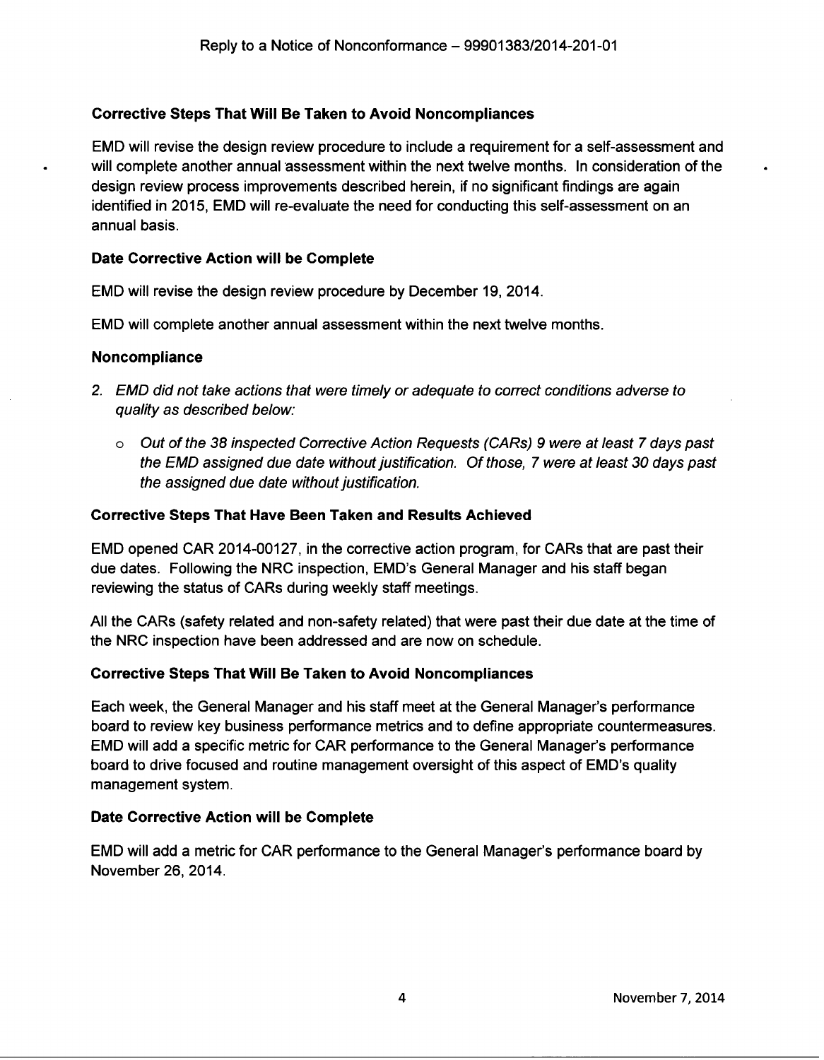### Corrective Steps That Will Be Taken to Avoid Noncompliances

EMD will revise the design review procedure to include a requirement for a self-assessment and will complete another annual assessment within the next twelve months. In consideration of the design review process improvements described herein, if no significant findings are again identified in 2015, EMD will re-evaluate the need for conducting this self-assessment on an annual basis.

### Date Corrective Action will be Complete

EMD will revise the design review procedure by December 19, 2014.

EMD will complete another annual assessment within the next twelve months.

### Noncompliance

2. *EMD did not take actions that were timely or adequate to correct conditions adverse to quality as described below:*

   - *Out of the 38 inspected Corrective Action Requests (CARs) 9 were at least 7 days past the EMD assigned due date without justification. Of those, 7 were at least 30 days past the assigned due date without justification.*

### Corrective Steps That Have Been Taken and Results Achieved

EMD opened CAR 2014-00127, in the corrective action program, for CARs that are past their due dates. Following the NRC inspection, EMD's General Manager and his staff began reviewing the status of CARs during weekly staff meetings.

All the CARs (safety related and non-safety related) that were past their due date at the time of the NRC inspection have been addressed and are now on schedule.

### Corrective Steps That Will Be Taken to Avoid Noncompliances

Each week, the General Manager and his staff meet at the General Manager's performance board to review key business performance metrics and to define appropriate countermeasures. EMD will add a specific metric for CAR performance to the General Manager's performance board to drive focused and routine management oversight of this aspect of EMD's quality management system.

### Date Corrective Action will be Complete

EMD will add a metric for CAR performance to the General Manager's performance board by November 26, 2014.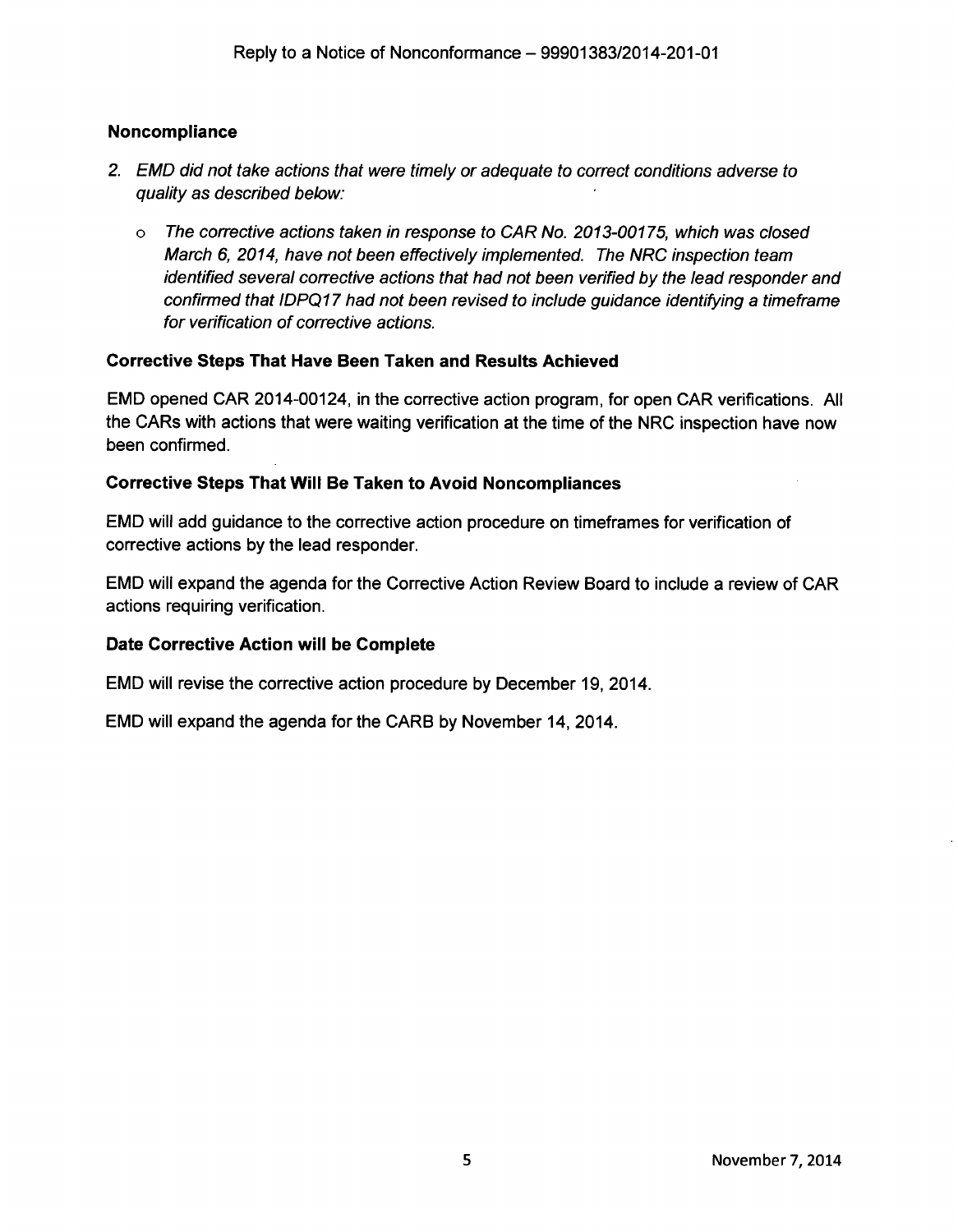### Noncompliance

2. *EMD did not take actions that were timely or adequate to correct conditions adverse to quality as described below:*

   - *The corrective actions taken in response to CAR No. 2013-00175, which was closed March 6, 2014, have not been effectively implemented. The NRC inspection team identified several corrective actions that had not been verified by the lead responder and confirmed that IDPQ17 had not been revised to include guidance identifying a timeframe for verification of corrective actions.*

### Corrective Steps That Have Been Taken and Results Achieved

EMD opened CAR 2014-00124, in the corrective action program, for open CAR verifications. All the CARs with actions that were waiting verification at the time of the NRC inspection have now been confirmed.

### Corrective Steps That Will Be Taken to Avoid Noncompliances

EMD will add guidance to the corrective action procedure on timeframes for verification of corrective actions by the lead responder.

EMD will expand the agenda for the Corrective Action Review Board to include a review of CAR actions requiring verification.

### Date Corrective Action will be Complete

EMD will revise the corrective action procedure by December 19, 2014.

EMD will expand the agenda for the CARB by November 14, 2014.